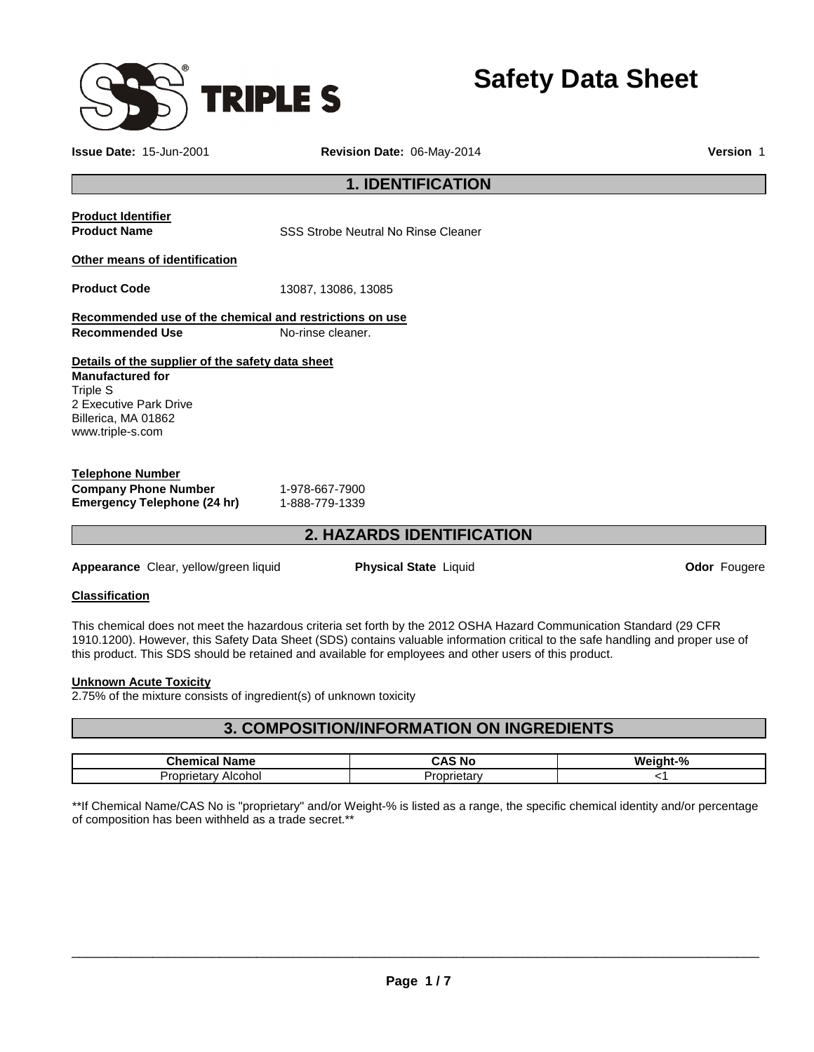# Safety Data Sheet

**Issue Date:** 15-Jun-2001 **Revision Date:** 06-May-2014 **Version** 1

## 1. IDENTIFICATION

**Product Identifier**

**Product Name** SSS Strobe Neutral No Rinse Cleaner

**Other means of identification**

**Product Code** 13087, 13086, 13085

**Recommended use of the chemical and restrictions on use**

**Recommended Use** No-rinse cleaner.

**Details of the supplier of the safety data sheet**

**Manufactured for**
Triple S
2 Executive Park Drive
Billerica, MA 01862
www.triple-s.com

**Telephone Number**

**Company Phone Number** 1-978-667-7900
**Emergency Telephone (24 hr)** 1-888-779-1339

## 2. HAZARDS IDENTIFICATION

**Appearance** Clear, yellow/green liquid **Physical State** Liquid **Odor** Fougere

**Classification**

This chemical does not meet the hazardous criteria set forth by the 2012 OSHA Hazard Communication Standard (29 CFR 1910.1200). However, this Safety Data Sheet (SDS) contains valuable information critical to the safe handling and proper use of this product. This SDS should be retained and available for employees and other users of this product.

**Unknown Acute Toxicity**

2.75% of the mixture consists of ingredient(s) of unknown toxicity

## 3. COMPOSITION/INFORMATION ON INGREDIENTS

| Chemical Name | CAS No | Weight-% |
|---|---|---|
| Proprietary Alcohol | Proprietary | <1 |

**If Chemical Name/CAS No is "proprietary" and/or Weight-% is listed as a range, the specific chemical identity and/or percentage of composition has been withheld as a trade secret.**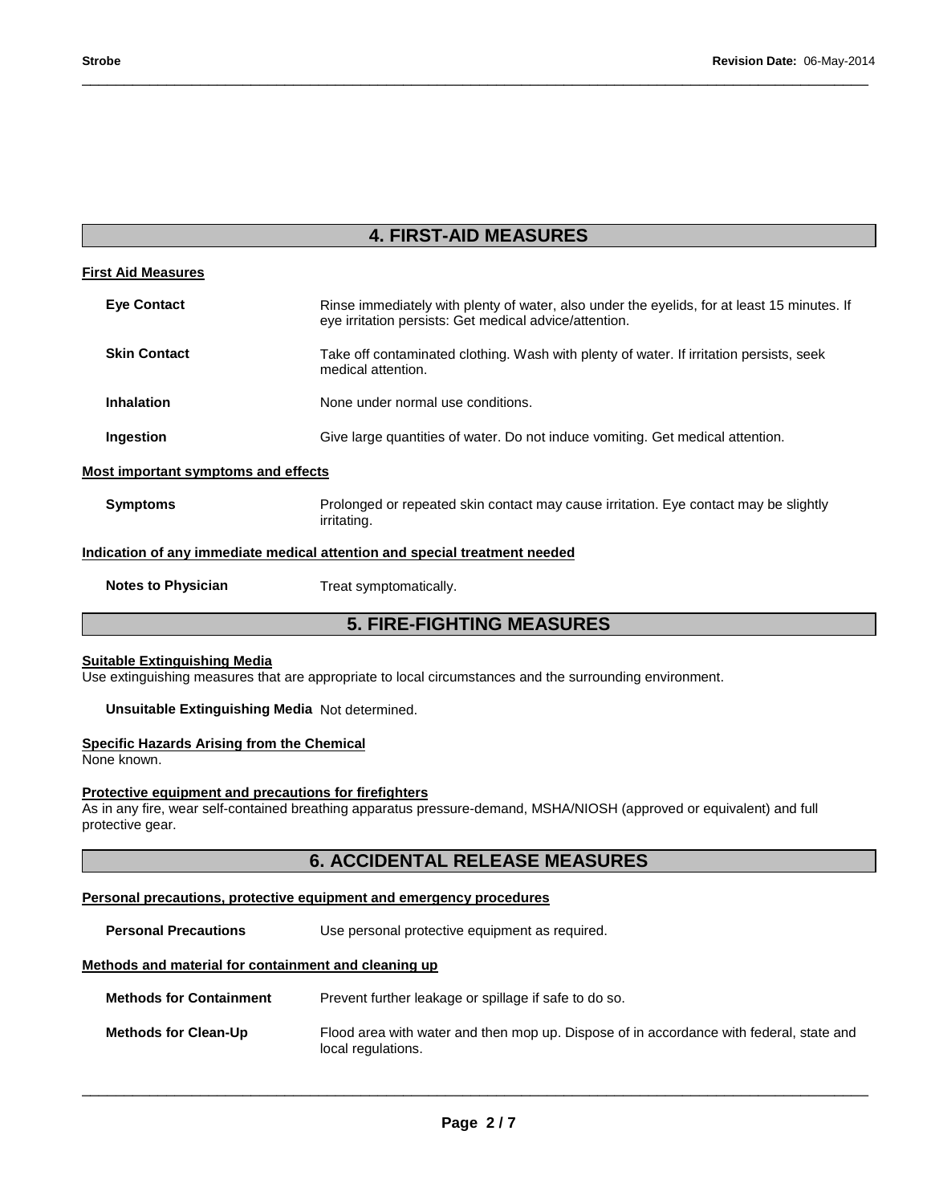## 4. FIRST-AID MEASURES

### First Aid Measures

**Eye Contact** Rinse immediately with plenty of water, also under the eyelids, for at least 15 minutes. If eye irritation persists: Get medical advice/attention.

**Skin Contact** Take off contaminated clothing. Wash with plenty of water. If irritation persists, seek medical attention.

**Inhalation** None under normal use conditions.

**Ingestion** Give large quantities of water. Do not induce vomiting. Get medical attention.

### Most important symptoms and effects

**Symptoms** Prolonged or repeated skin contact may cause irritation. Eye contact may be slightly irritating.

### Indication of any immediate medical attention and special treatment needed

**Notes to Physician** Treat symptomatically.

## 5. FIRE-FIGHTING MEASURES

### Suitable Extinguishing Media

Use extinguishing measures that are appropriate to local circumstances and the surrounding environment.

**Unsuitable Extinguishing Media** Not determined.

### Specific Hazards Arising from the Chemical

None known.

### Protective equipment and precautions for firefighters

As in any fire, wear self-contained breathing apparatus pressure-demand, MSHA/NIOSH (approved or equivalent) and full protective gear.

## 6. ACCIDENTAL RELEASE MEASURES

### Personal precautions, protective equipment and emergency procedures

**Personal Precautions** Use personal protective equipment as required.

### Methods and material for containment and cleaning up

**Methods for Containment** Prevent further leakage or spillage if safe to do so.

**Methods for Clean-Up** Flood area with water and then mop up. Dispose of in accordance with federal, state and local regulations.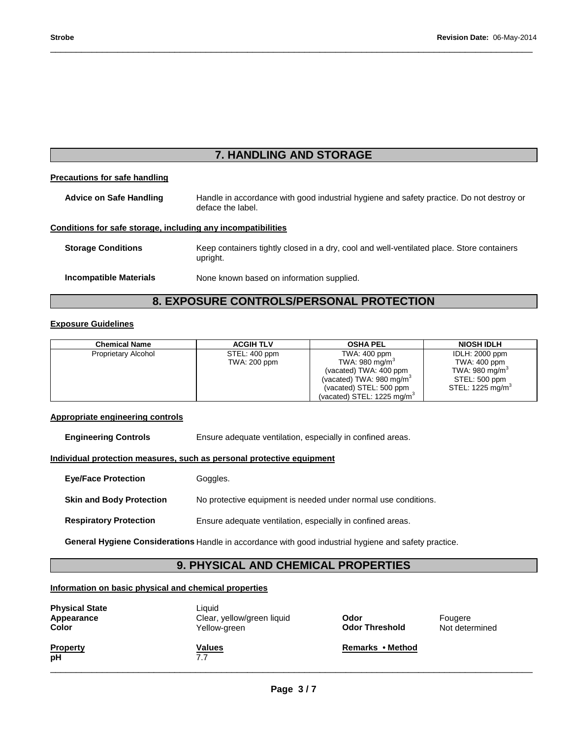## 7. HANDLING AND STORAGE

### Precautions for safe handling

**Advice on Safe Handling** Handle in accordance with good industrial hygiene and safety practice. Do not destroy or deface the label.

### Conditions for safe storage, including any incompatibilities

**Storage Conditions** Keep containers tightly closed in a dry, cool and well-ventilated place. Store containers upright.

**Incompatible Materials** None known based on information supplied.

## 8. EXPOSURE CONTROLS/PERSONAL PROTECTION

### Exposure Guidelines

| Chemical Name | ACGIH TLV | OSHA PEL | NIOSH IDLH |
|---|---|---|---|
| Proprietary Alcohol | STEL: 400 ppm<br>TWA: 200 ppm | TWA: 400 ppm<br>TWA: 980 mg/m$^3$<br>(vacated) TWA: 400 ppm<br>(vacated) TWA: 980 mg/m$^3$<br>(vacated) STEL: 500 ppm<br>(vacated) STEL: 1225 mg/m$^3$ | IDLH: 2000 ppm<br>TWA: 400 ppm<br>TWA: 980 mg/m$^3$<br>STEL: 500 ppm<br>STEL: 1225 mg/m$^3$ |

### Appropriate engineering controls

**Engineering Controls** Ensure adequate ventilation, especially in confined areas.

### Individual protection measures, such as personal protective equipment

**Eye/Face Protection** Goggles.

**Skin and Body Protection** No protective equipment is needed under normal use conditions.

**Respiratory Protection** Ensure adequate ventilation, especially in confined areas.

**General Hygiene Considerations** Handle in accordance with good industrial hygiene and safety practice.

## 9. PHYSICAL AND CHEMICAL PROPERTIES

### Information on basic physical and chemical properties

**Physical State** Liquid
**Appearance** Clear, yellow/green liquid
**Color** Yellow-green
**Odor** Fougere
**Odor Threshold** Not determined

| Property | Values | Remarks • Method |
|---|---|---|
| **pH** | 7.7 | |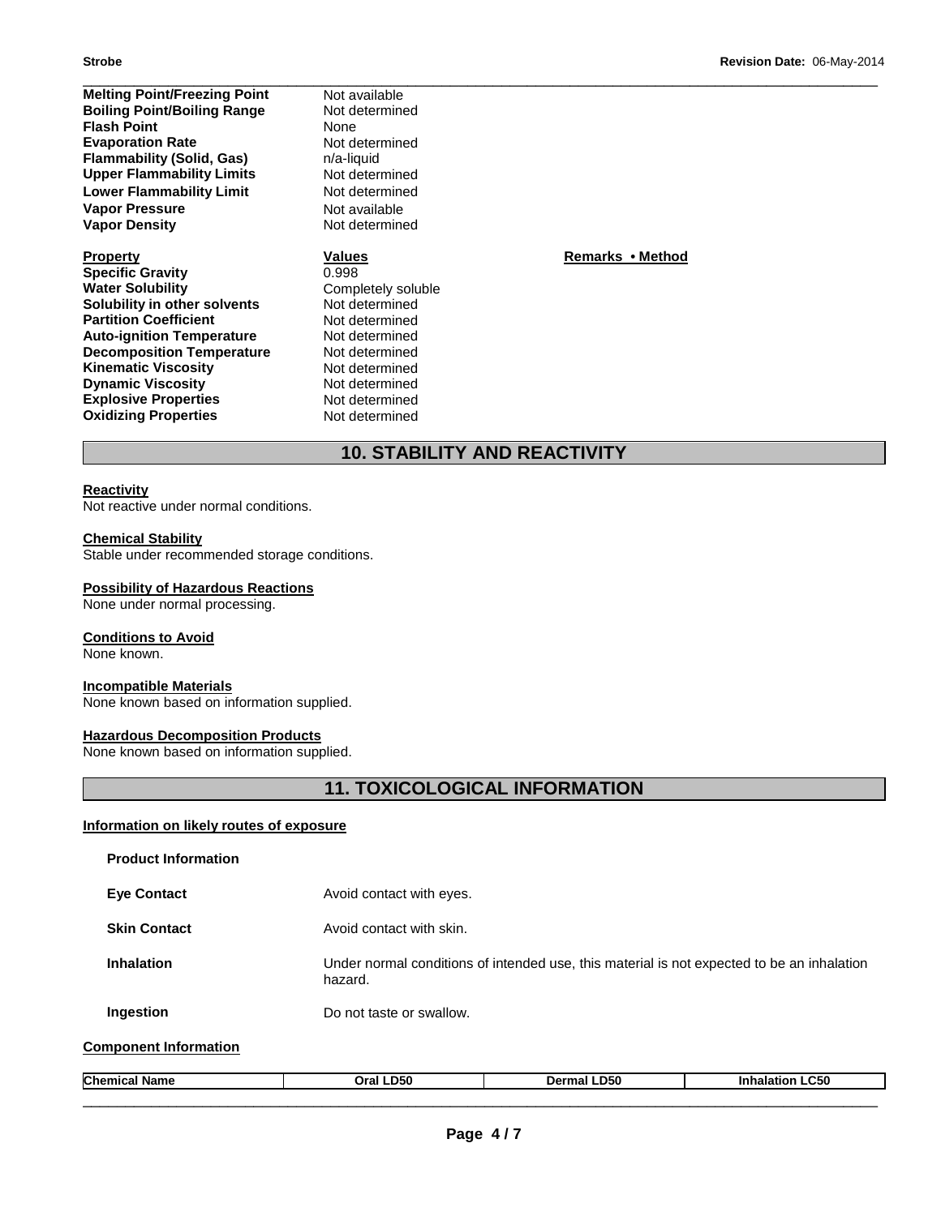| | |
|---|---|
| **Melting Point/Freezing Point** | Not available |
| **Boiling Point/Boiling Range** | Not determined |
| **Flash Point** | None |
| **Evaporation Rate** | Not determined |
| **Flammability (Solid, Gas)** | n/a-liquid |
| **Upper Flammability Limits** | Not determined |
| **Lower Flammability Limit** | Not determined |
| **Vapor Pressure** | Not available |
| **Vapor Density** | Not determined |

| Property | Values | Remarks • Method |
|---|---|---|
| **Specific Gravity** | 0.998 | |
| **Water Solubility** | Completely soluble | |
| **Solubility in other solvents** | Not determined | |
| **Partition Coefficient** | Not determined | |
| **Auto-ignition Temperature** | Not determined | |
| **Decomposition Temperature** | Not determined | |
| **Kinematic Viscosity** | Not determined | |
| **Dynamic Viscosity** | Not determined | |
| **Explosive Properties** | Not determined | |
| **Oxidizing Properties** | Not determined | |

## 10. STABILITY AND REACTIVITY

**Reactivity**
Not reactive under normal conditions.

**Chemical Stability**
Stable under recommended storage conditions.

**Possibility of Hazardous Reactions**
None under normal processing.

**Conditions to Avoid**
None known.

**Incompatible Materials**
None known based on information supplied.

**Hazardous Decomposition Products**
None known based on information supplied.

## 11. TOXICOLOGICAL INFORMATION

**Information on likely routes of exposure**

**Product Information**

| | |
|---|---|
| **Eye Contact** | Avoid contact with eyes. |
| **Skin Contact** | Avoid contact with skin. |
| **Inhalation** | Under normal conditions of intended use, this material is not expected to be an inhalation hazard. |
| **Ingestion** | Do not taste or swallow. |

**Component Information**

| Chemical Name | Oral LD50 | Dermal LD50 | Inhalation LC50 |
|---|---|---|---|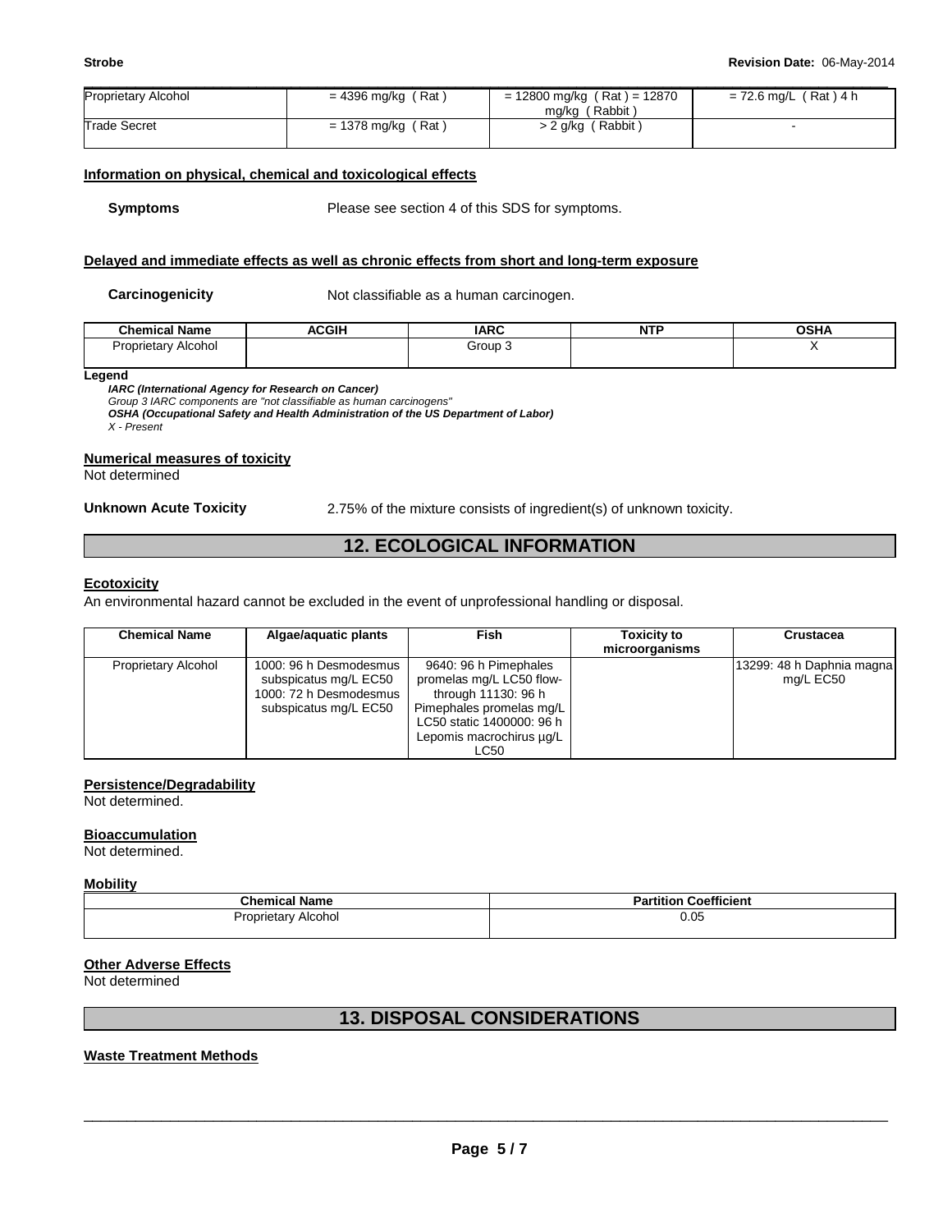| Proprietary Alcohol | = 4396 mg/kg ( Rat ) | = 12800 mg/kg ( Rat ) = 12870 mg/kg ( Rabbit ) | = 72.6 mg/L ( Rat ) 4 h |
|---|---|---|---|
| Trade Secret | = 1378 mg/kg ( Rat ) | > 2 g/kg ( Rabbit ) | - |

### Information on physical, chemical and toxicological effects

**Symptoms** Please see section 4 of this SDS for symptoms.

### Delayed and immediate effects as well as chronic effects from short and long-term exposure

**Carcinogenicity** Not classifiable as a human carcinogen.

| Chemical Name | ACGIH | IARC | NTP | OSHA |
|---|---|---|---|---|
| Proprietary Alcohol | | Group 3 | | X |

**Legend**

***IARC (International Agency for Research on Cancer)***
*Group 3 IARC components are "not classifiable as human carcinogens"*
***OSHA (Occupational Safety and Health Administration of the US Department of Labor)***
*X - Present*

### Numerical measures of toxicity

Not determined

**Unknown Acute Toxicity** 2.75% of the mixture consists of ingredient(s) of unknown toxicity.

## 12. ECOLOGICAL INFORMATION

### Ecotoxicity

An environmental hazard cannot be excluded in the event of unprofessional handling or disposal.

| Chemical Name | Algae/aquatic plants | Fish | Toxicity to microorganisms | Crustacea |
|---|---|---|---|---|
| Proprietary Alcohol | 1000: 96 h Desmodesmus subspicatus mg/L EC50 1000: 72 h Desmodesmus subspicatus mg/L EC50 | 9640: 96 h Pimephales promelas mg/L LC50 flow-through 11130: 96 h Pimephales promelas mg/L LC50 static 1400000: 96 h Lepomis macrochirus µg/L LC50 | | 13299: 48 h Daphnia magna mg/L EC50 |

### Persistence/Degradability

Not determined.

### Bioaccumulation

Not determined.

### Mobility

| Chemical Name | Partition Coefficient |
|---|---|
| Proprietary Alcohol | 0.05 |

### Other Adverse Effects

Not determined

## 13. DISPOSAL CONSIDERATIONS

### Waste Treatment Methods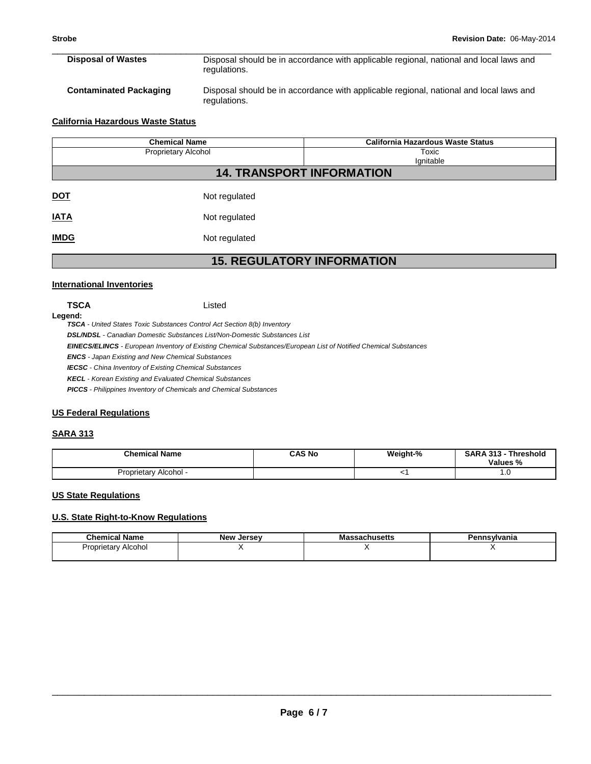**Disposal of Wastes** Disposal should be in accordance with applicable regional, national and local laws and regulations.

**Contaminated Packaging** Disposal should be in accordance with applicable regional, national and local laws and regulations.

**California Hazardous Waste Status**

| Chemical Name | California Hazardous Waste Status |
|---|---|
| Proprietary Alcohol | Toxic<br>Ignitable |

## 14. TRANSPORT INFORMATION

**DOT** Not regulated

**IATA** Not regulated

**IMDG** Not regulated

## 15. REGULATORY INFORMATION

**International Inventories**

**TSCA** Listed

**Legend:**

***TSCA*** *- United States Toxic Substances Control Act Section 8(b) Inventory*

***DSL/NDSL*** *- Canadian Domestic Substances List/Non-Domestic Substances List*

***EINECS/ELINCS*** *- European Inventory of Existing Chemical Substances/European List of Notified Chemical Substances*

***ENCS*** *- Japan Existing and New Chemical Substances*

***IECSC*** *- China Inventory of Existing Chemical Substances*

***KECL*** *- Korean Existing and Evaluated Chemical Substances*

***PICCS*** *- Philippines Inventory of Chemicals and Chemical Substances*

**US Federal Regulations**

**SARA 313**

| Chemical Name | CAS No | Weight-% | SARA 313 - Threshold Values % |
|---|---|---|---|
| Proprietary Alcohol - | | <1 | 1.0 |

**US State Regulations**

**U.S. State Right-to-Know Regulations**

| Chemical Name | New Jersey | Massachusetts | Pennsylvania |
|---|---|---|---|
| Proprietary Alcohol | X | X | X |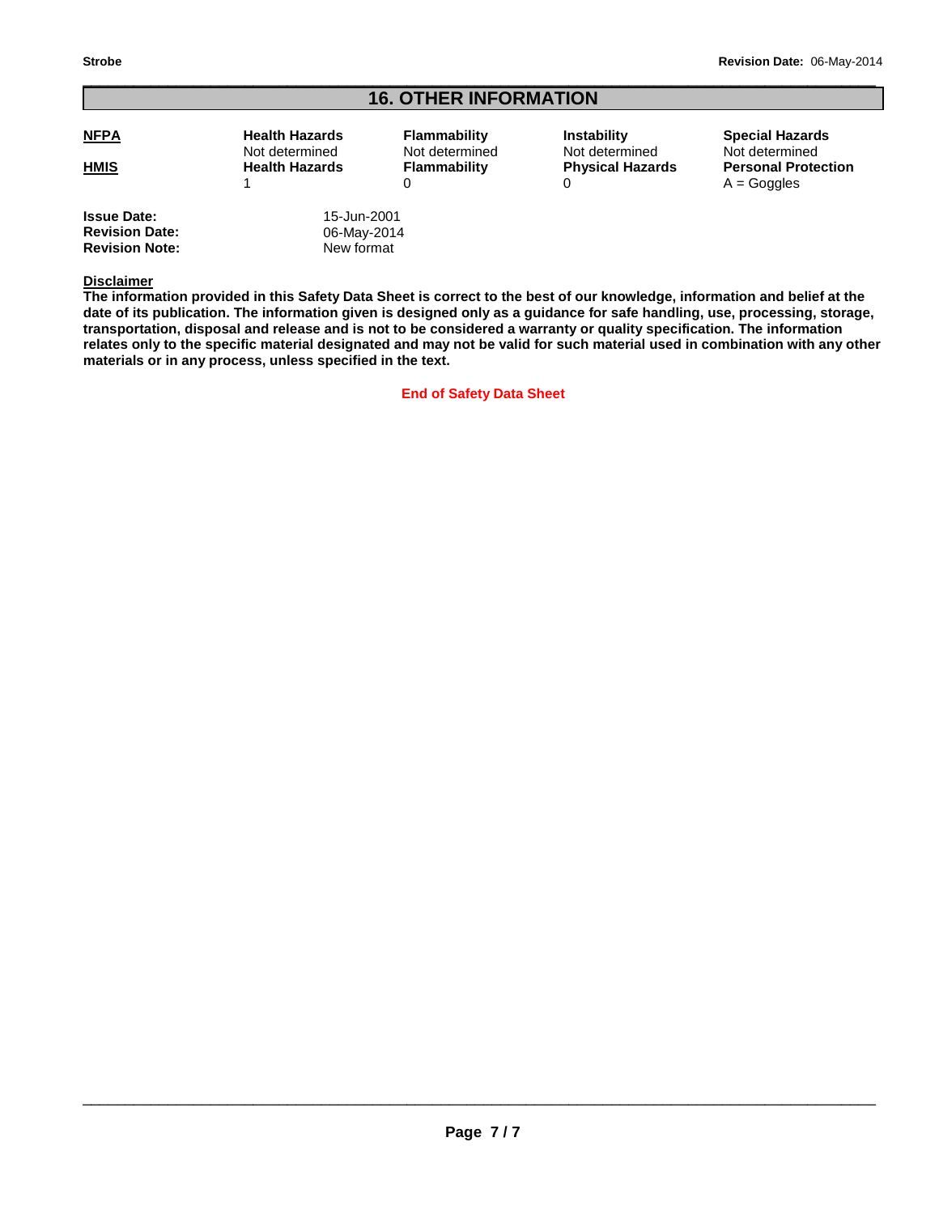## 16. OTHER INFORMATION

| | | | | |
|---|---|---|---|---|
| **NFPA** | **Health Hazards** Not determined | **Flammability** Not determined | **Instability** Not determined | **Special Hazards** Not determined |
| **HMIS** | **Health Hazards** 1 | **Flammability** 0 | **Physical Hazards** 0 | **Personal Protection** A = Goggles |

**Issue Date:** 15-Jun-2001
**Revision Date:** 06-May-2014
**Revision Note:** New format

**Disclaimer**

**The information provided in this Safety Data Sheet is correct to the best of our knowledge, information and belief at the date of its publication. The information given is designed only as a guidance for safe handling, use, processing, storage, transportation, disposal and release and is not to be considered a warranty or quality specification. The information relates only to the specific material designated and may not be valid for such material used in combination with any other materials or in any process, unless specified in the text.**

**End of Safety Data Sheet**